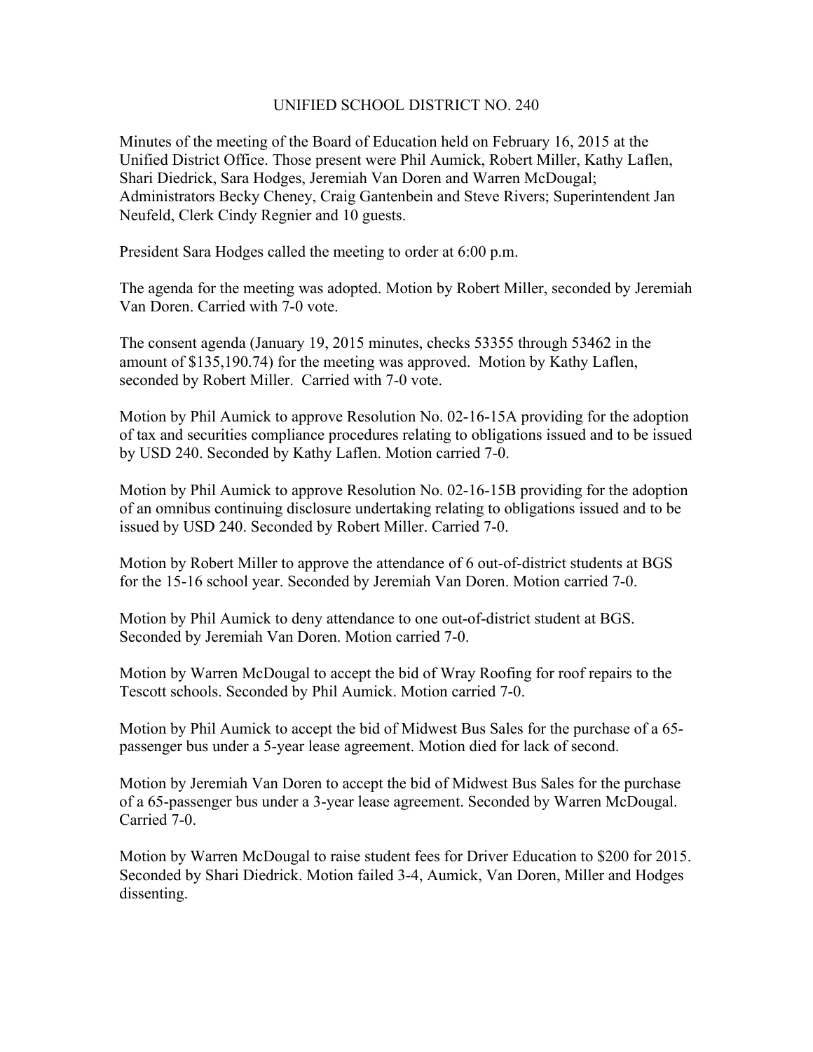# UNIFIED SCHOOL DISTRICT NO. 240

Minutes of the meeting of the Board of Education held on February 16, 2015 at the Unified District Office. Those present were Phil Aumick, Robert Miller, Kathy Laflen, Shari Diedrick, Sara Hodges, Jeremiah Van Doren and Warren McDougal; Administrators Becky Cheney, Craig Gantenbein and Steve Rivers; Superintendent Jan Neufeld, Clerk Cindy Regnier and 10 guests.

President Sara Hodges called the meeting to order at 6:00 p.m.

The agenda for the meeting was adopted. Motion by Robert Miller, seconded by Jeremiah Van Doren. Carried with 7-0 vote.

The consent agenda (January 19, 2015 minutes, checks 53355 through 53462 in the amount of $135,190.74) for the meeting was approved. Motion by Kathy Laflen, seconded by Robert Miller. Carried with 7-0 vote.

Motion by Phil Aumick to approve Resolution No. 02-16-15A providing for the adoption of tax and securities compliance procedures relating to obligations issued and to be issued by USD 240. Seconded by Kathy Laflen. Motion carried 7-0.

Motion by Phil Aumick to approve Resolution No. 02-16-15B providing for the adoption of an omnibus continuing disclosure undertaking relating to obligations issued and to be issued by USD 240. Seconded by Robert Miller. Carried 7-0.

Motion by Robert Miller to approve the attendance of 6 out-of-district students at BGS for the 15-16 school year. Seconded by Jeremiah Van Doren. Motion carried 7-0.

Motion by Phil Aumick to deny attendance to one out-of-district student at BGS. Seconded by Jeremiah Van Doren. Motion carried 7-0.

Motion by Warren McDougal to accept the bid of Wray Roofing for roof repairs to the Tescott schools. Seconded by Phil Aumick. Motion carried 7-0.

Motion by Phil Aumick to accept the bid of Midwest Bus Sales for the purchase of a 65-passenger bus under a 5-year lease agreement. Motion died for lack of second.

Motion by Jeremiah Van Doren to accept the bid of Midwest Bus Sales for the purchase of a 65-passenger bus under a 3-year lease agreement. Seconded by Warren McDougal. Carried 7-0.

Motion by Warren McDougal to raise student fees for Driver Education to $200 for 2015. Seconded by Shari Diedrick. Motion failed 3-4, Aumick, Van Doren, Miller and Hodges dissenting.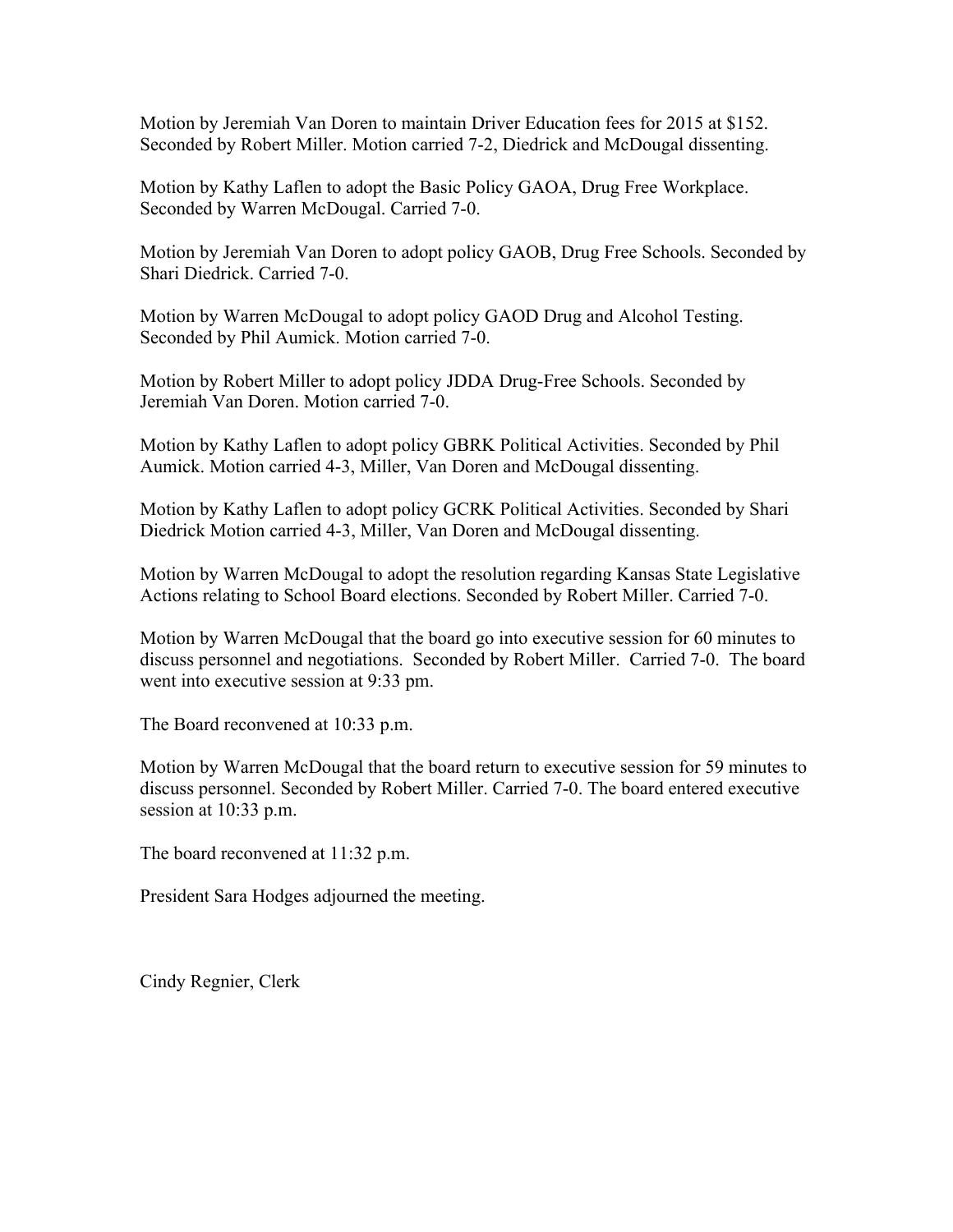Motion by Jeremiah Van Doren to maintain Driver Education fees for 2015 at $152. Seconded by Robert Miller. Motion carried 7-2, Diedrick and McDougal dissenting.

Motion by Kathy Laflen to adopt the Basic Policy GAOA, Drug Free Workplace. Seconded by Warren McDougal. Carried 7-0.

Motion by Jeremiah Van Doren to adopt policy GAOB, Drug Free Schools. Seconded by Shari Diedrick. Carried 7-0.

Motion by Warren McDougal to adopt policy GAOD Drug and Alcohol Testing. Seconded by Phil Aumick. Motion carried 7-0.

Motion by Robert Miller to adopt policy JDDA Drug-Free Schools. Seconded by Jeremiah Van Doren. Motion carried 7-0.

Motion by Kathy Laflen to adopt policy GBRK Political Activities. Seconded by Phil Aumick. Motion carried 4-3, Miller, Van Doren and McDougal dissenting.

Motion by Kathy Laflen to adopt policy GCRK Political Activities. Seconded by Shari Diedrick Motion carried 4-3, Miller, Van Doren and McDougal dissenting.

Motion by Warren McDougal to adopt the resolution regarding Kansas State Legislative Actions relating to School Board elections. Seconded by Robert Miller. Carried 7-0.

Motion by Warren McDougal that the board go into executive session for 60 minutes to discuss personnel and negotiations. Seconded by Robert Miller. Carried 7-0. The board went into executive session at 9:33 pm.

The Board reconvened at 10:33 p.m.

Motion by Warren McDougal that the board return to executive session for 59 minutes to discuss personnel. Seconded by Robert Miller. Carried 7-0. The board entered executive session at 10:33 p.m.

The board reconvened at 11:32 p.m.

President Sara Hodges adjourned the meeting.

Cindy Regnier, Clerk